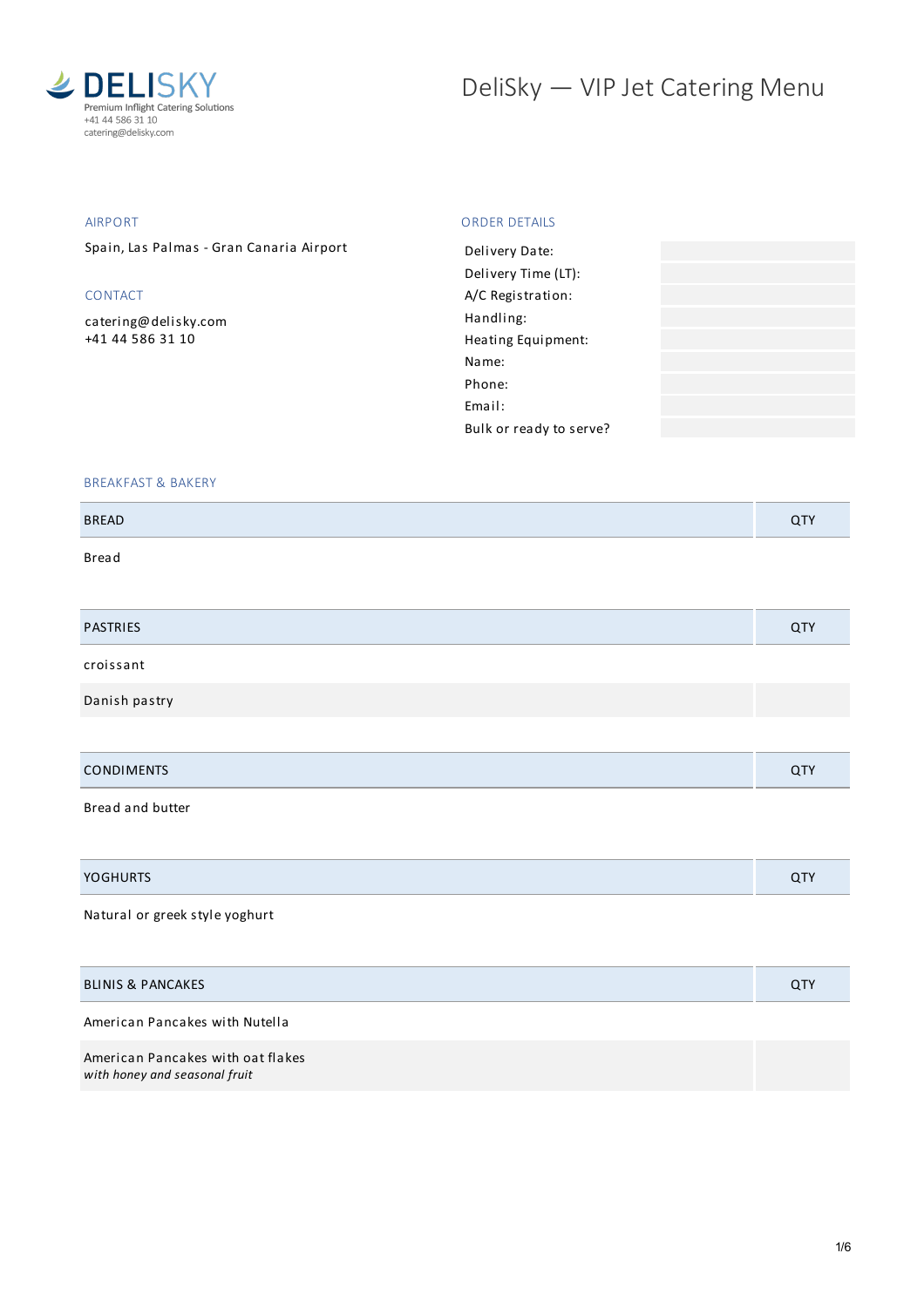**DELISKY**
Premium Inflight Catering Solutions
+41 44 586 31 10
catering@delisky.com

# DeliSky — VIP Jet Catering Menu

## AIRPORT

Spain, Las Palmas - Gran Canaria Airport

## CONTACT

catering@delisky.com
+41 44 586 31 10

## ORDER DETAILS

| | |
|---|---|
| Delivery Date: | |
| Delivery Time (LT): | |
| A/C Registration: | |
| Handling: | |
| Heating Equipment: | |
| Name: | |
| Phone: | |
| Email: | |
| Bulk or ready to serve? | |

## BREAKFAST & BAKERY

| BREAD | QTY |
|---|---|
| Bread | |

| PASTRIES | QTY |
|---|---|
| croissant | |
| Danish pastry | |

| CONDIMENTS | QTY |
|---|---|
| Bread and butter | |

| YOGHURTS | QTY |
|---|---|
| Natural or greek style yoghurt | |

| BLINIS & PANCAKES | QTY |
|---|---|
| American Pancakes with Nutella | |
| American Pancakes with oat flakes *with honey and seasonal fruit* | |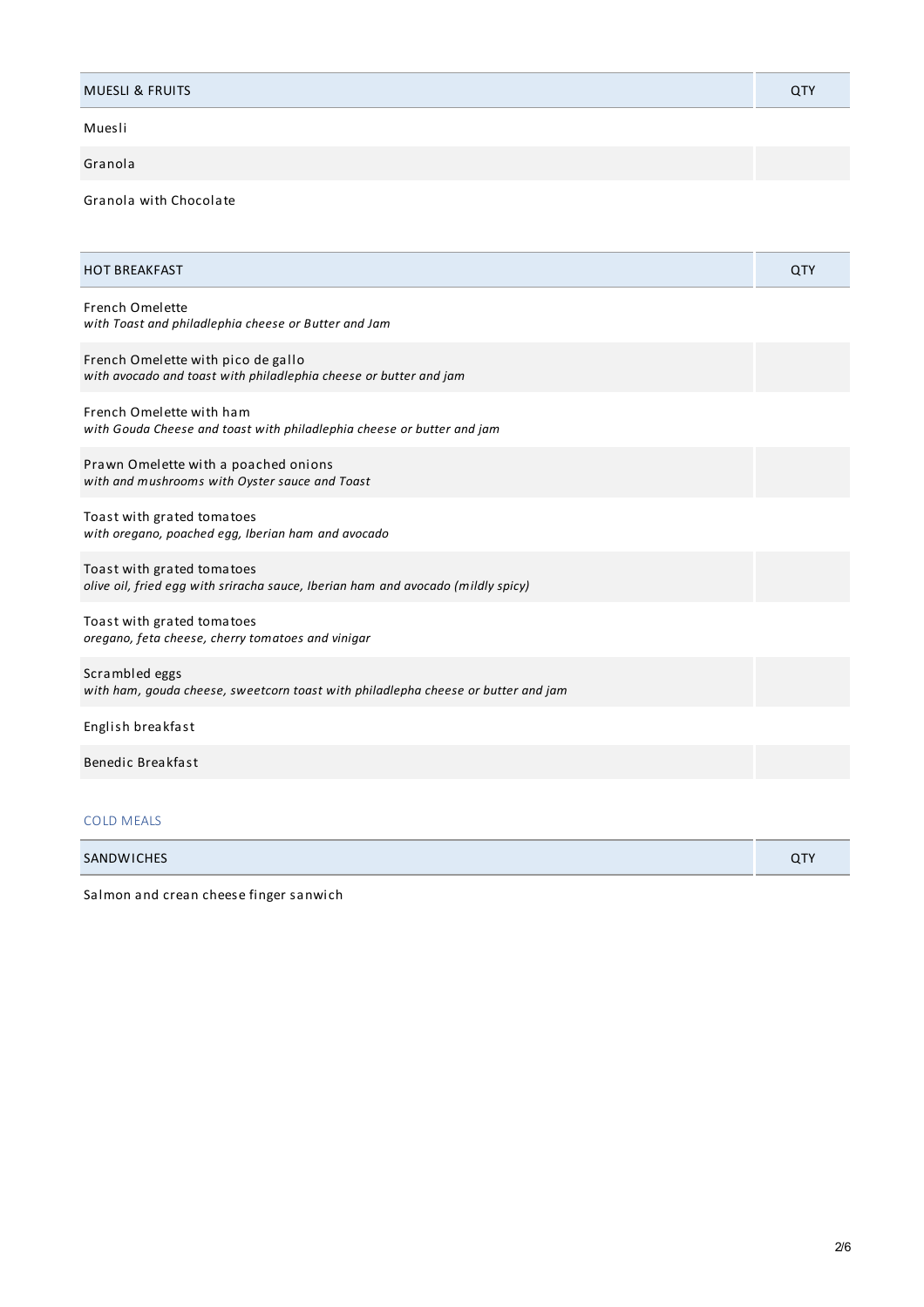| MUESLI & FRUITS | QTY |
|---|---|
| Muesli | |
| Granola | |
| Granola with Chocolate | |

| HOT BREAKFAST | QTY |
|---|---|
| French Omelette<br>*with Toast and philadlephia cheese or Butter and Jam* | |
| French Omelette with pico de gallo<br>*with avocado and toast with philadlephia cheese or butter and jam* | |
| French Omelette with ham<br>*with Gouda Cheese and toast with philadlephia cheese or butter and jam* | |
| Prawn Omelette with a poached onions<br>*with and mushrooms with Oyster sauce and Toast* | |
| Toast with grated tomatoes<br>*with oregano, poached egg, Iberian ham and avocado* | |
| Toast with grated tomatoes<br>*olive oil, fried egg with sriracha sauce, Iberian ham and avocado (mildly spicy)* | |
| Toast with grated tomatoes<br>*oregano, feta cheese, cherry tomatoes and vinigar* | |
| Scrambled eggs<br>*with ham, gouda cheese, sweetcorn toast with philadlepha cheese or butter and jam* | |
| English breakfast | |
| Benedic Breakfast | |

## COLD MEALS

| SANDWICHES | QTY |
|---|---|
| Salmon and crean cheese finger sanwich | |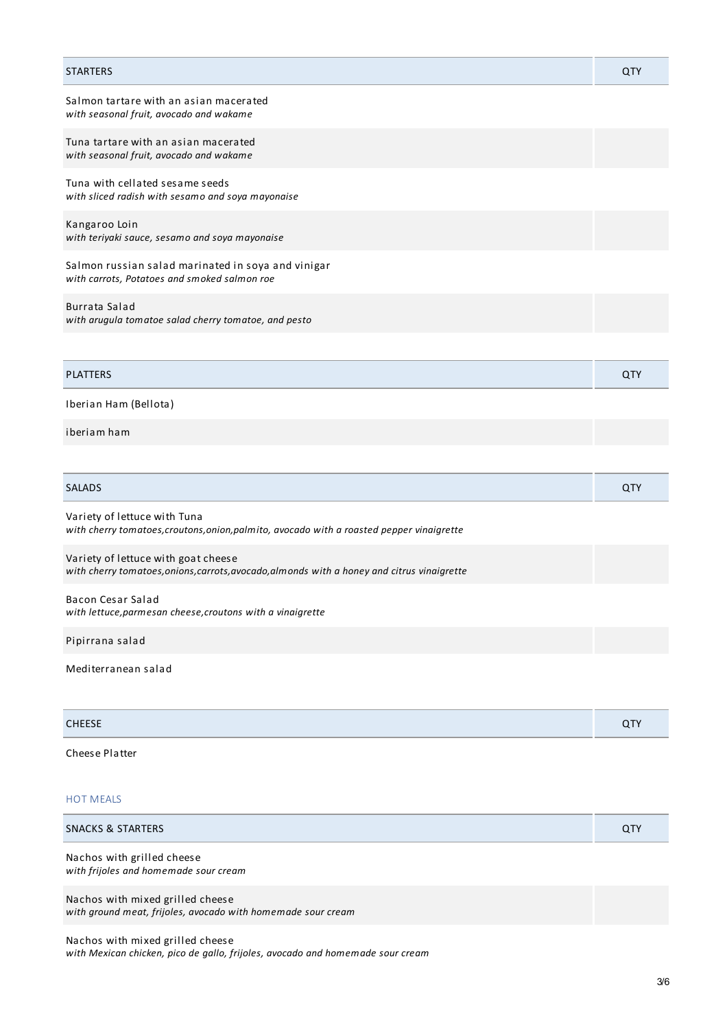| STARTERS | QTY |
|---|---|
| Salmon tartare with an asian macerated<br>*with seasonal fruit, avocado and wakame* | |
| Tuna tartare with an asian macerated<br>*with seasonal fruit, avocado and wakame* | |
| Tuna with cellated sesame seeds<br>*with sliced radish with sesamo and soya mayonaise* | |
| Kangaroo Loin<br>*with teriyaki sauce, sesamo and soya mayonaise* | |
| Salmon russian salad marinated in soya and vinigar<br>*with carrots, Potatoes and smoked salmon roe* | |
| Burrata Salad<br>*with arugula tomatoe salad cherry tomatoe, and pesto* | |

| PLATTERS | QTY |
|---|---|
| Iberian Ham (Bellota) | |
| iberiam ham | |

| SALADS | QTY |
|---|---|
| Variety of lettuce with Tuna<br>*with cherry tomatoes,croutons,onion,palmito, avocado with a roasted pepper vinaigrette* | |
| Variety of lettuce with goat cheese<br>*with cherry tomatoes,onions,carrots,avocado,almonds with a honey and citrus vinaigrette* | |
| Bacon Cesar Salad<br>*with lettuce,parmesan cheese,croutons with a vinaigrette* | |
| Pipirrana salad | |
| Mediterranean salad | |

| CHEESE | QTY |
|---|---|
| Cheese Platter | |

## HOT MEALS

| SNACKS & STARTERS | QTY |
|---|---|
| Nachos with grilled cheese<br>*with frijoles and homemade sour cream* | |
| Nachos with mixed grilled cheese<br>*with ground meat, frijoles, avocado with homemade sour cream* | |
| Nachos with mixed grilled cheese<br>*with Mexican chicken, pico de gallo, frijoles, avocado and homemade sour cream* | |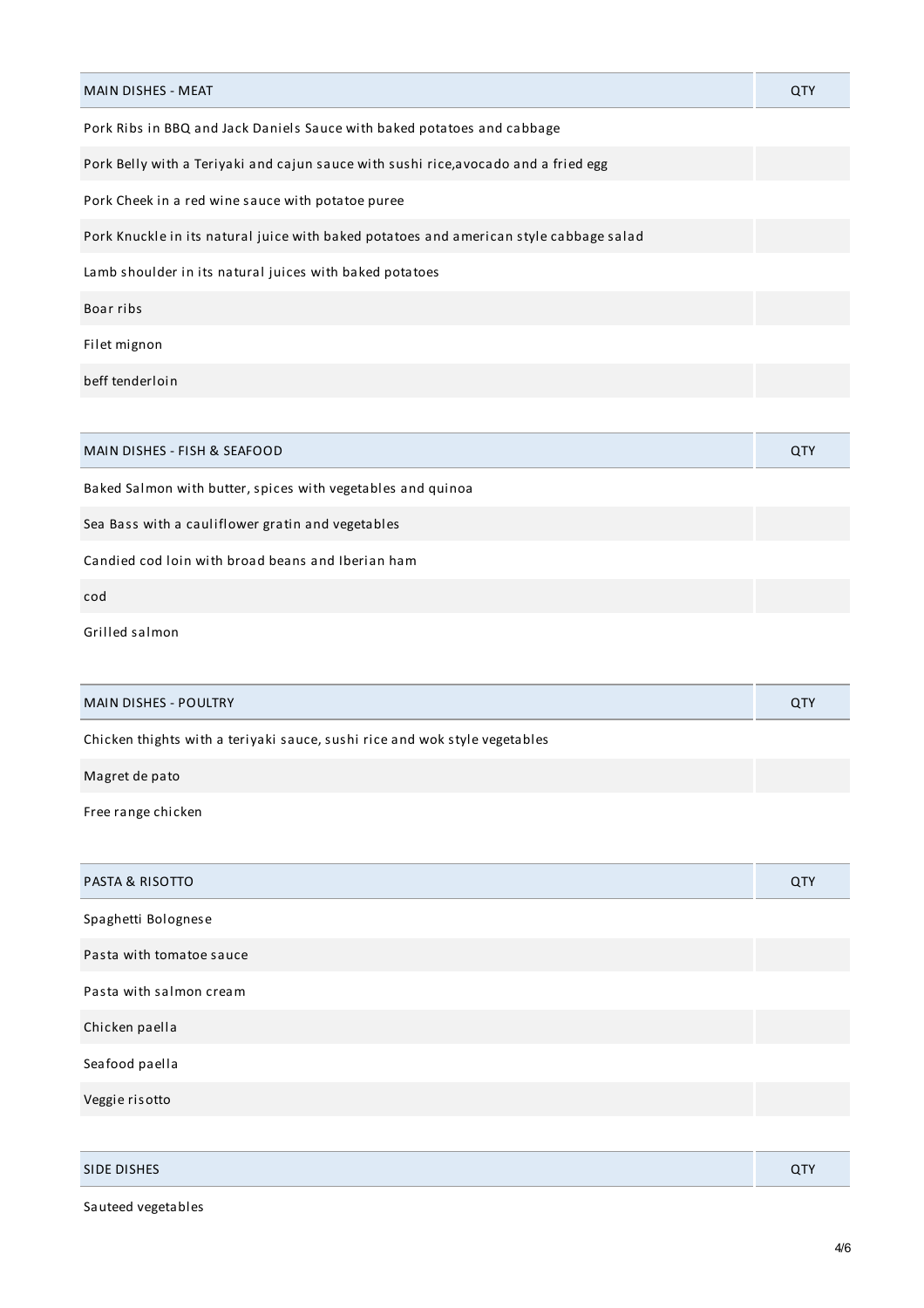| MAIN DISHES - MEAT | QTY |
|---|---|
| Pork Ribs in BBQ and Jack Daniels Sauce with baked potatoes and cabbage | |
| Pork Belly with a Teriyaki and cajun sauce with sushi rice,avocado and a fried egg | |
| Pork Cheek in a red wine sauce with potatoe puree | |
| Pork Knuckle in its natural juice with baked potatoes and american style cabbage salad | |
| Lamb shoulder in its natural juices with baked potatoes | |
| Boar ribs | |
| Filet mignon | |
| beff tenderloin | |

| MAIN DISHES - FISH & SEAFOOD | QTY |
|---|---|
| Baked Salmon with butter, spices with vegetables and quinoa | |
| Sea Bass with a cauliflower gratin and vegetables | |
| Candied cod loin with broad beans and Iberian ham | |
| cod | |
| Grilled salmon | |

| MAIN DISHES - POULTRY | QTY |
|---|---|
| Chicken thights with a teriyaki sauce, sushi rice and wok style vegetables | |
| Magret de pato | |
| Free range chicken | |

| PASTA & RISOTTO | QTY |
|---|---|
| Spaghetti Bolognese | |
| Pasta with tomatoe sauce | |
| Pasta with salmon cream | |
| Chicken paella | |
| Seafood paella | |
| Veggie risotto | |

| SIDE DISHES | QTY |
|---|---|
| Sauteed vegetables | |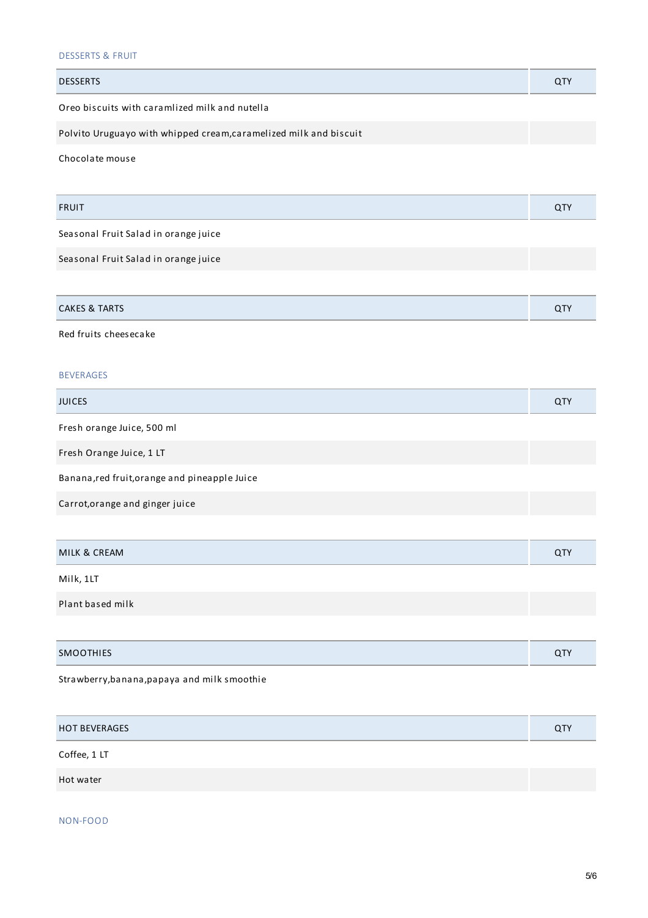## DESSERTS & FRUIT

| DESSERTS | QTY |
|---|---|
| Oreo biscuits with caramlized milk and nutella | |
| Polvito Uruguayo with whipped cream,caramelized milk and biscuit | |
| Chocolate mouse | |

| FRUIT | QTY |
|---|---|
| Seasonal Fruit Salad in orange juice | |
| Seasonal Fruit Salad in orange juice | |

| CAKES & TARTS | QTY |
|---|---|
| Red fruits cheesecake | |

## BEVERAGES

| JUICES | QTY |
|---|---|
| Fresh orange Juice, 500 ml | |
| Fresh Orange Juice, 1 LT | |
| Banana,red fruit,orange and pineapple Juice | |
| Carrot,orange and ginger juice | |

| MILK & CREAM | QTY |
|---|---|
| Milk, 1LT | |
| Plant based milk | |

| SMOOTHIES | QTY |
|---|---|
| Strawberry,banana,papaya and milk smoothie | |

| HOT BEVERAGES | QTY |
|---|---|
| Coffee, 1 LT | |
| Hot water | |

## NON-FOOD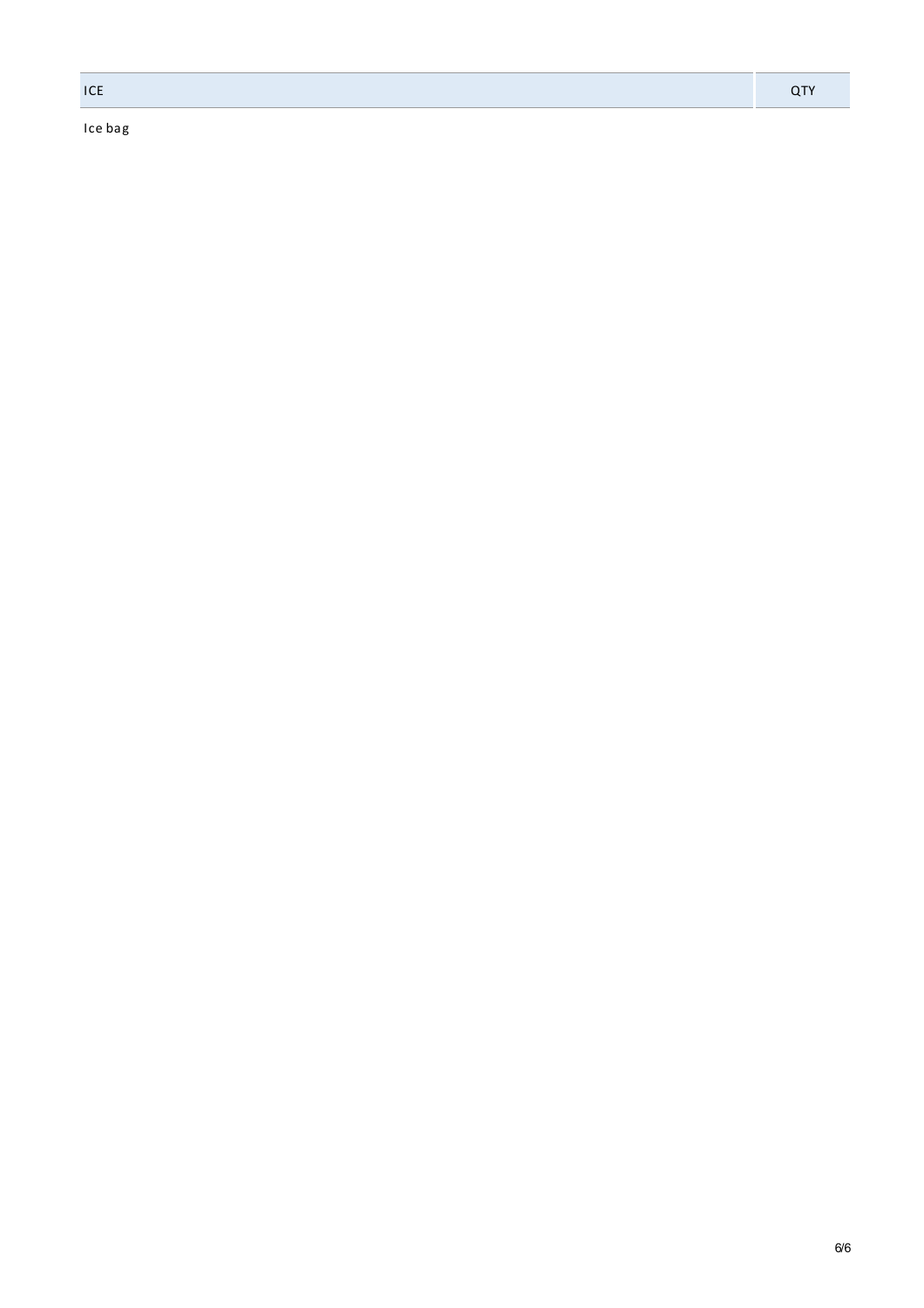| ICE | QTY |
| --- | --- |
| Ice bag | |